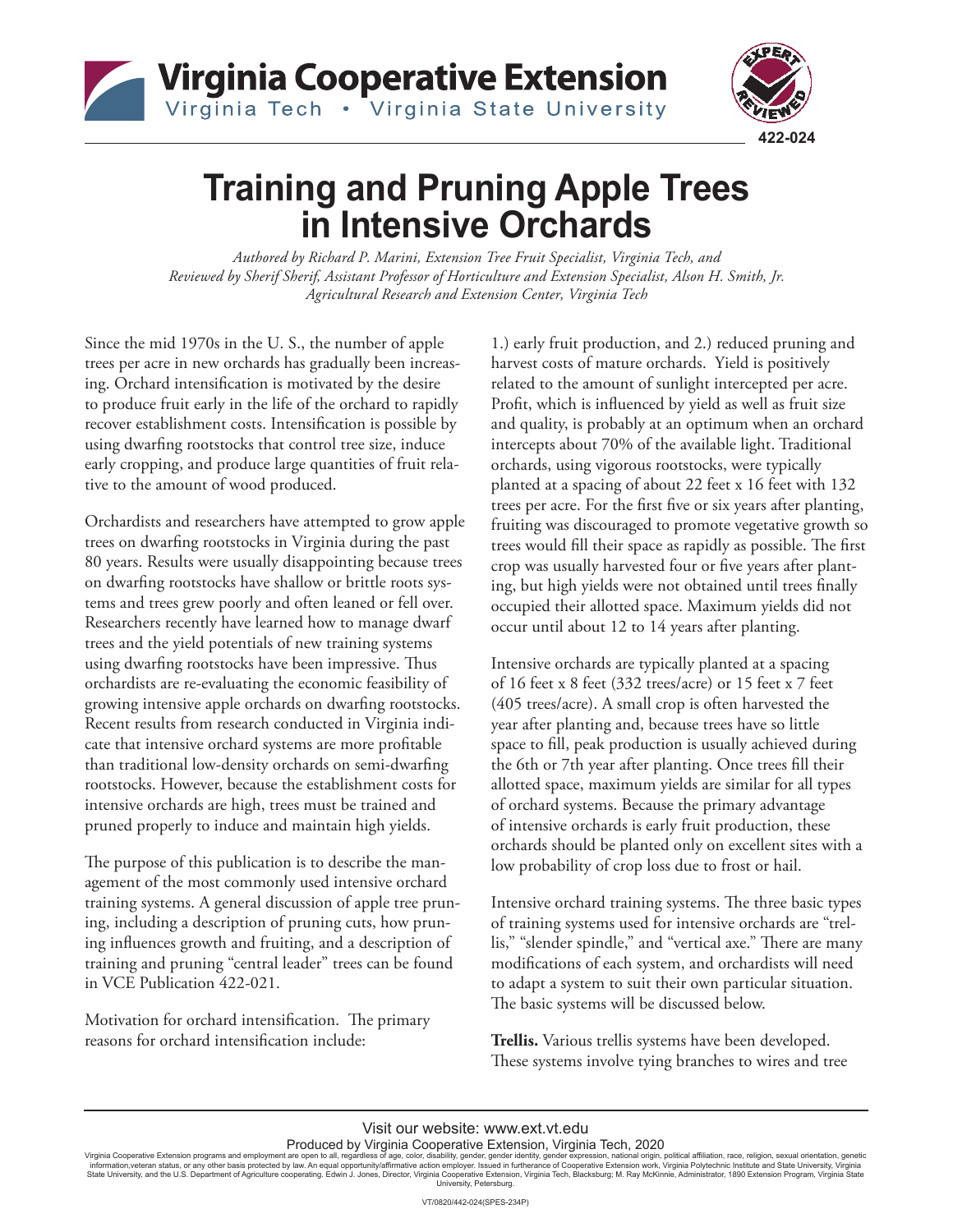# Training and Pruning Apple Trees in Intensive Orchards

*Authored by Richard P. Marini, Extension Tree Fruit Specialist, Virginia Tech, and Reviewed by Sherif Sherif, Assistant Professor of Horticulture and Extension Specialist, Alson H. Smith, Jr. Agricultural Research and Extension Center, Virginia Tech*

Since the mid 1970s in the U. S., the number of apple trees per acre in new orchards has gradually been increasing. Orchard intensification is motivated by the desire to produce fruit early in the life of the orchard to rapidly recover establishment costs. Intensification is possible by using dwarfing rootstocks that control tree size, induce early cropping, and produce large quantities of fruit relative to the amount of wood produced.

Orchardists and researchers have attempted to grow apple trees on dwarfing rootstocks in Virginia during the past 80 years. Results were usually disappointing because trees on dwarfing rootstocks have shallow or brittle roots systems and trees grew poorly and often leaned or fell over. Researchers recently have learned how to manage dwarf trees and the yield potentials of new training systems using dwarfing rootstocks have been impressive. Thus orchardists are re-evaluating the economic feasibility of growing intensive apple orchards on dwarfing rootstocks. Recent results from research conducted in Virginia indicate that intensive orchard systems are more profitable than traditional low-density orchards on semi-dwarfing rootstocks. However, because the establishment costs for intensive orchards are high, trees must be trained and pruned properly to induce and maintain high yields.

The purpose of this publication is to describe the management of the most commonly used intensive orchard training systems. A general discussion of apple tree pruning, including a description of pruning cuts, how pruning influences growth and fruiting, and a description of training and pruning "central leader" trees can be found in VCE Publication 422-021.

Motivation for orchard intensification. The primary reasons for orchard intensification include: 1.) early fruit production, and 2.) reduced pruning and harvest costs of mature orchards. Yield is positively related to the amount of sunlight intercepted per acre. Profit, which is influenced by yield as well as fruit size and quality, is probably at an optimum when an orchard intercepts about 70% of the available light. Traditional orchards, using vigorous rootstocks, were typically planted at a spacing of about 22 feet x 16 feet with 132 trees per acre. For the first five or six years after planting, fruiting was discouraged to promote vegetative growth so trees would fill their space as rapidly as possible. The first crop was usually harvested four or five years after planting, but high yields were not obtained until trees finally occupied their allotted space. Maximum yields did not occur until about 12 to 14 years after planting.

Intensive orchards are typically planted at a spacing of 16 feet x 8 feet (332 trees/acre) or 15 feet x 7 feet (405 trees/acre). A small crop is often harvested the year after planting and, because trees have so little space to fill, peak production is usually achieved during the 6th or 7th year after planting. Once trees fill their allotted space, maximum yields are similar for all types of orchard systems. Because the primary advantage of intensive orchards is early fruit production, these orchards should be planted only on excellent sites with a low probability of crop loss due to frost or hail.

Intensive orchard training systems. The three basic types of training systems used for intensive orchards are "trellis," "slender spindle," and "vertical axe." There are many modifications of each system, and orchardists will need to adapt a system to suit their own particular situation. The basic systems will be discussed below.

**Trellis.** Various trellis systems have been developed. These systems involve tying branches to wires and tree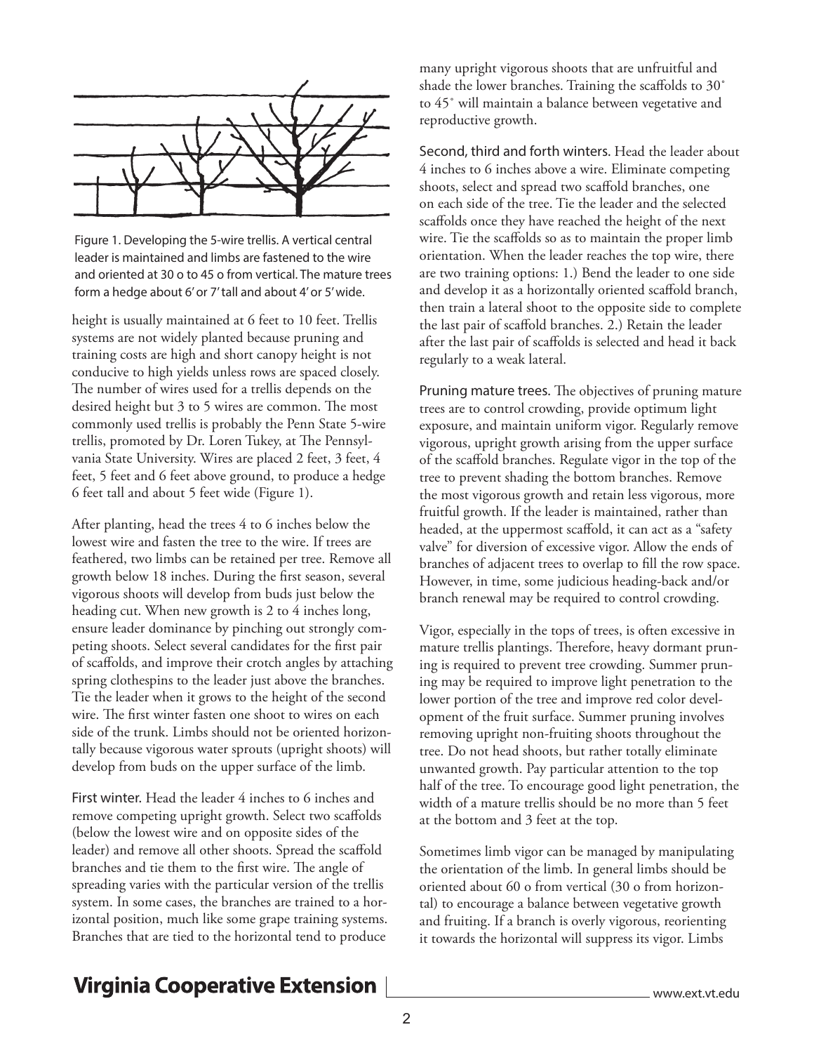Figure 1. Developing the 5-wire trellis. A vertical central leader is maintained and limbs are fastened to the wire and oriented at 30 o to 45 o from vertical. The mature trees form a hedge about 6′ or 7′ tall and about 4′ or 5′ wide.

height is usually maintained at 6 feet to 10 feet. Trellis systems are not widely planted because pruning and training costs are high and short canopy height is not conducive to high yields unless rows are spaced closely. The number of wires used for a trellis depends on the desired height but 3 to 5 wires are common. The most commonly used trellis is probably the Penn State 5-wire trellis, promoted by Dr. Loren Tukey, at The Pennsylvania State University. Wires are placed 2 feet, 3 feet, 4 feet, 5 feet and 6 feet above ground, to produce a hedge 6 feet tall and about 5 feet wide (Figure 1).

After planting, head the trees 4 to 6 inches below the lowest wire and fasten the tree to the wire. If trees are feathered, two limbs can be retained per tree. Remove all growth below 18 inches. During the first season, several vigorous shoots will develop from buds just below the heading cut. When new growth is 2 to 4 inches long, ensure leader dominance by pinching out strongly competing shoots. Select several candidates for the first pair of scaffolds, and improve their crotch angles by attaching spring clothespins to the leader just above the branches. Tie the leader when it grows to the height of the second wire. The first winter fasten one shoot to wires on each side of the trunk. Limbs should not be oriented horizontally because vigorous water sprouts (upright shoots) will develop from buds on the upper surface of the limb.

First winter. Head the leader 4 inches to 6 inches and remove competing upright growth. Select two scaffolds (below the lowest wire and on opposite sides of the leader) and remove all other shoots. Spread the scaffold branches and tie them to the first wire. The angle of spreading varies with the particular version of the trellis system. In some cases, the branches are trained to a horizontal position, much like some grape training systems. Branches that are tied to the horizontal tend to produce many upright vigorous shoots that are unfruitful and shade the lower branches. Training the scaffolds to 30˚ to 45˚ will maintain a balance between vegetative and reproductive growth.

Second, third and forth winters. Head the leader about 4 inches to 6 inches above a wire. Eliminate competing shoots, select and spread two scaffold branches, one on each side of the tree. Tie the leader and the selected scaffolds once they have reached the height of the next wire. Tie the scaffolds so as to maintain the proper limb orientation. When the leader reaches the top wire, there are two training options: 1.) Bend the leader to one side and develop it as a horizontally oriented scaffold branch, then train a lateral shoot to the opposite side to complete the last pair of scaffold branches. 2.) Retain the leader after the last pair of scaffolds is selected and head it back regularly to a weak lateral.

Pruning mature trees. The objectives of pruning mature trees are to control crowding, provide optimum light exposure, and maintain uniform vigor. Regularly remove vigorous, upright growth arising from the upper surface of the scaffold branches. Regulate vigor in the top of the tree to prevent shading the bottom branches. Remove the most vigorous growth and retain less vigorous, more fruitful growth. If the leader is maintained, rather than headed, at the uppermost scaffold, it can act as a "safety valve" for diversion of excessive vigor. Allow the ends of branches of adjacent trees to overlap to fill the row space. However, in time, some judicious heading-back and/or branch renewal may be required to control crowding.

Vigor, especially in the tops of trees, is often excessive in mature trellis plantings. Therefore, heavy dormant pruning is required to prevent tree crowding. Summer pruning may be required to improve light penetration to the lower portion of the tree and improve red color development of the fruit surface. Summer pruning involves removing upright non-fruiting shoots throughout the tree. Do not head shoots, but rather totally eliminate unwanted growth. Pay particular attention to the top half of the tree. To encourage good light penetration, the width of a mature trellis should be no more than 5 feet at the bottom and 3 feet at the top.

Sometimes limb vigor can be managed by manipulating the orientation of the limb. In general limbs should be oriented about 60 o from vertical (30 o from horizontal) to encourage a balance between vegetative growth and fruiting. If a branch is overly vigorous, reorienting it towards the horizontal will suppress its vigor. Limbs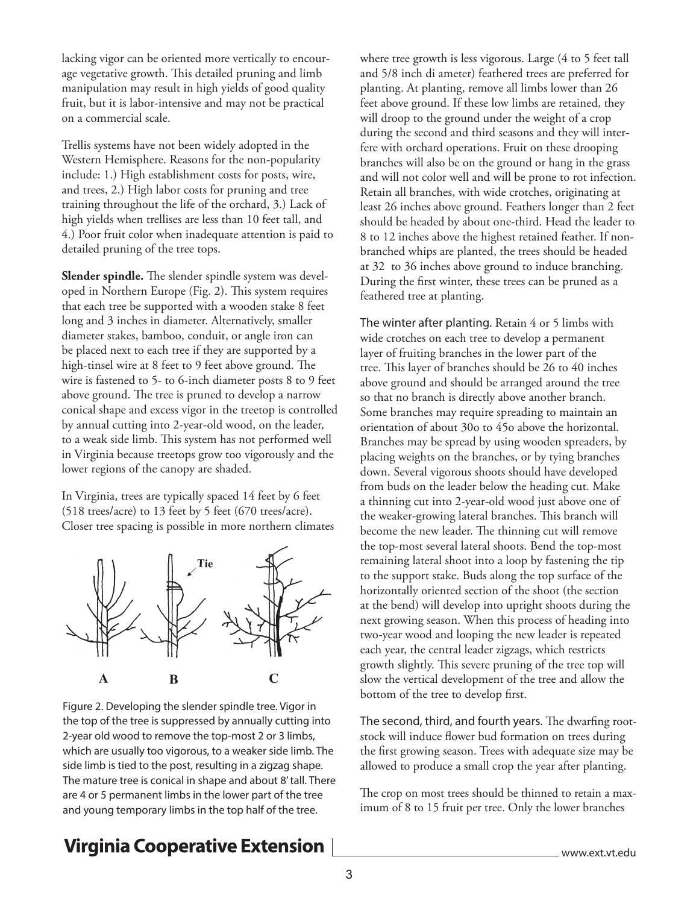lacking vigor can be oriented more vertically to encourage vegetative growth. This detailed pruning and limb manipulation may result in high yields of good quality fruit, but it is labor-intensive and may not be practical on a commercial scale.

Trellis systems have not been widely adopted in the Western Hemisphere. Reasons for the non-popularity include: 1.) High establishment costs for posts, wire, and trees, 2.) High labor costs for pruning and tree training throughout the life of the orchard, 3.) Lack of high yields when trellises are less than 10 feet tall, and 4.) Poor fruit color when inadequate attention is paid to detailed pruning of the tree tops.

**Slender spindle.** The slender spindle system was developed in Northern Europe (Fig. 2). This system requires that each tree be supported with a wooden stake 8 feet long and 3 inches in diameter. Alternatively, smaller diameter stakes, bamboo, conduit, or angle iron can be placed next to each tree if they are supported by a high-tinsel wire at 8 feet to 9 feet above ground. The wire is fastened to 5- to 6-inch diameter posts 8 to 9 feet above ground. The tree is pruned to develop a narrow conical shape and excess vigor in the treetop is controlled by annual cutting into 2-year-old wood, on the leader, to a weak side limb. This system has not performed well in Virginia because treetops grow too vigorously and the lower regions of the canopy are shaded.

In Virginia, trees are typically spaced 14 feet by 6 feet (518 trees/acre) to 13 feet by 5 feet (670 trees/acre). Closer tree spacing is possible in more northern climates where tree growth is less vigorous. Large (4 to 5 feet tall and 5/8 inch di ameter) feathered trees are preferred for planting. At planting, remove all limbs lower than 26 feet above ground. If these low limbs are retained, they will droop to the ground under the weight of a crop during the second and third seasons and they will interfere with orchard operations. Fruit on these drooping branches will also be on the ground or hang in the grass and will not color well and will be prone to rot infection. Retain all branches, with wide crotches, originating at least 26 inches above ground. Feathers longer than 2 feet should be headed by about one-third. Head the leader to 8 to 12 inches above the highest retained feather. If non-branched whips are planted, the trees should be headed at 32 to 36 inches above ground to induce branching. During the first winter, these trees can be pruned as a feathered tree at planting.

Figure 2. Developing the slender spindle tree. Vigor in the top of the tree is suppressed by annually cutting into 2-year old wood to remove the top-most 2 or 3 limbs, which are usually too vigorous, to a weaker side limb. The side limb is tied to the post, resulting in a zigzag shape. The mature tree is conical in shape and about 8' tall. There are 4 or 5 permanent limbs in the lower part of the tree and young temporary limbs in the top half of the tree.

The winter after planting. Retain 4 or 5 limbs with wide crotches on each tree to develop a permanent layer of fruiting branches in the lower part of the tree. This layer of branches should be 26 to 40 inches above ground and should be arranged around the tree so that no branch is directly above another branch. Some branches may require spreading to maintain an orientation of about 30o to 45o above the horizontal. Branches may be spread by using wooden spreaders, by placing weights on the branches, or by tying branches down. Several vigorous shoots should have developed from buds on the leader below the heading cut. Make a thinning cut into 2-year-old wood just above one of the weaker-growing lateral branches. This branch will become the new leader. The thinning cut will remove the top-most several lateral shoots. Bend the top-most remaining lateral shoot into a loop by fastening the tip to the support stake. Buds along the top surface of the horizontally oriented section of the shoot (the section at the bend) will develop into upright shoots during the next growing season. When this process of heading into two-year wood and looping the new leader is repeated each year, the central leader zigzags, which restricts growth slightly. This severe pruning of the tree top will slow the vertical development of the tree and allow the bottom of the tree to develop first.

The second, third, and fourth years. The dwarfing rootstock will induce flower bud formation on trees during the first growing season. Trees with adequate size may be allowed to produce a small crop the year after planting.

The crop on most trees should be thinned to retain a maximum of 8 to 15 fruit per tree. Only the lower branches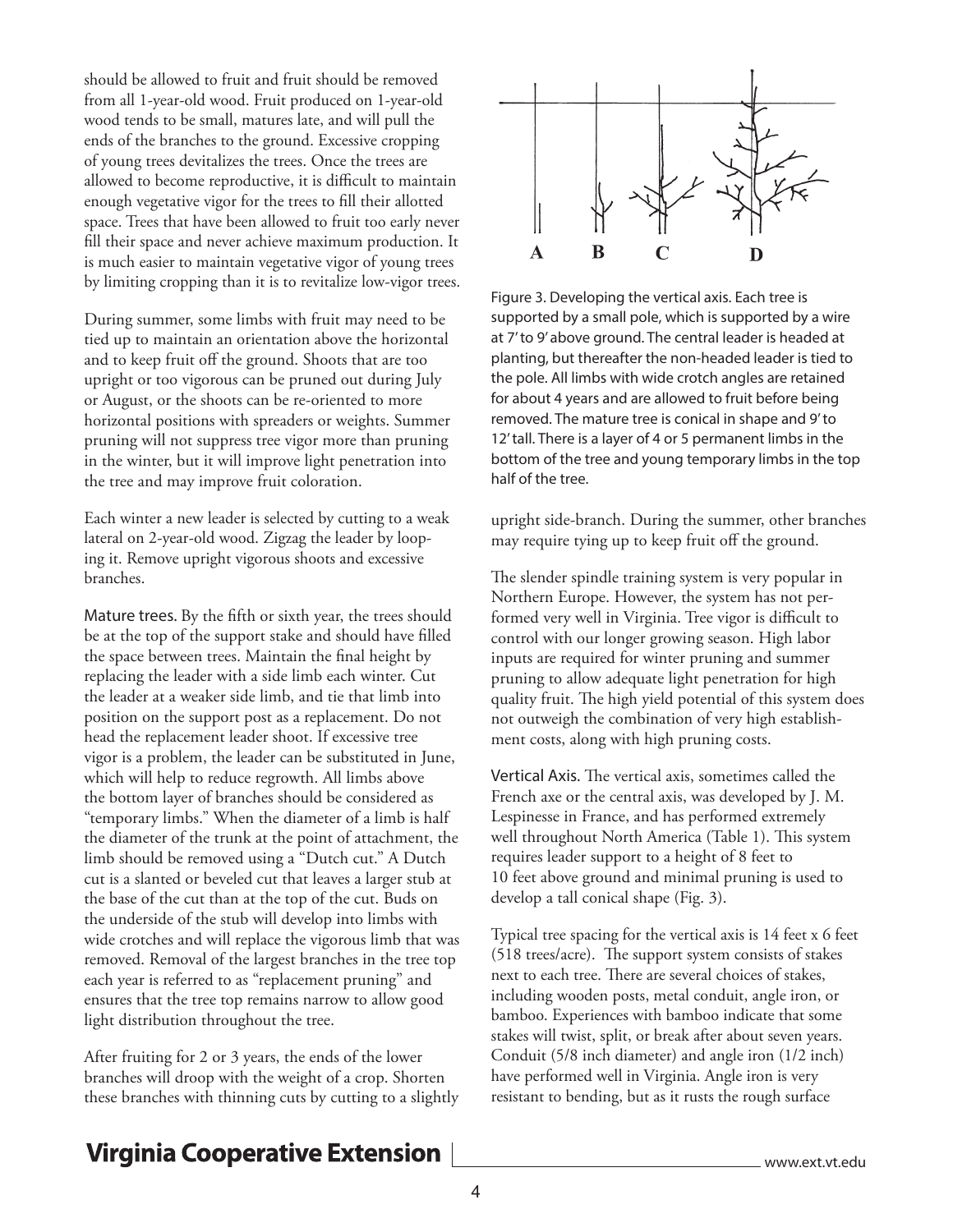should be allowed to fruit and fruit should be removed from all 1-year-old wood. Fruit produced on 1-year-old wood tends to be small, matures late, and will pull the ends of the branches to the ground. Excessive cropping of young trees devitalizes the trees. Once the trees are allowed to become reproductive, it is difficult to maintain enough vegetative vigor for the trees to fill their allotted space. Trees that have been allowed to fruit too early never fill their space and never achieve maximum production. It is much easier to maintain vegetative vigor of young trees by limiting cropping than it is to revitalize low-vigor trees.

During summer, some limbs with fruit may need to be tied up to maintain an orientation above the horizontal and to keep fruit off the ground. Shoots that are too upright or too vigorous can be pruned out during July or August, or the shoots can be re-oriented to more horizontal positions with spreaders or weights. Summer pruning will not suppress tree vigor more than pruning in the winter, but it will improve light penetration into the tree and may improve fruit coloration.

Each winter a new leader is selected by cutting to a weak lateral on 2-year-old wood. Zigzag the leader by looping it. Remove upright vigorous shoots and excessive branches.

Mature trees. By the fifth or sixth year, the trees should be at the top of the support stake and should have filled the space between trees. Maintain the final height by replacing the leader with a side limb each winter. Cut the leader at a weaker side limb, and tie that limb into position on the support post as a replacement. Do not head the replacement leader shoot. If excessive tree vigor is a problem, the leader can be substituted in June, which will help to reduce regrowth. All limbs above the bottom layer of branches should be considered as "temporary limbs." When the diameter of a limb is half the diameter of the trunk at the point of attachment, the limb should be removed using a "Dutch cut." A Dutch cut is a slanted or beveled cut that leaves a larger stub at the base of the cut than at the top of the cut. Buds on the underside of the stub will develop into limbs with wide crotches and will replace the vigorous limb that was removed. Removal of the largest branches in the tree top each year is referred to as "replacement pruning" and ensures that the tree top remains narrow to allow good light distribution throughout the tree.

After fruiting for 2 or 3 years, the ends of the lower branches will droop with the weight of a crop. Shorten these branches with thinning cuts by cutting to a slightly upright side-branch. During the summer, other branches may require tying up to keep fruit off the ground.

Figure 3. Developing the vertical axis. Each tree is supported by a small pole, which is supported by a wire at 7′ to 9′ above ground. The central leader is headed at planting, but thereafter the non-headed leader is tied to the pole. All limbs with wide crotch angles are retained for about 4 years and are allowed to fruit before being removed. The mature tree is conical in shape and 9′ to 12′ tall. There is a layer of 4 or 5 permanent limbs in the bottom of the tree and young temporary limbs in the top half of the tree.

The slender spindle training system is very popular in Northern Europe. However, the system has not performed very well in Virginia. Tree vigor is difficult to control with our longer growing season. High labor inputs are required for winter pruning and summer pruning to allow adequate light penetration for high quality fruit. The high yield potential of this system does not outweigh the combination of very high establishment costs, along with high pruning costs.

Vertical Axis. The vertical axis, sometimes called the French axe or the central axis, was developed by J. M. Lespinesse in France, and has performed extremely well throughout North America (Table 1). This system requires leader support to a height of 8 feet to 10 feet above ground and minimal pruning is used to develop a tall conical shape (Fig. 3).

Typical tree spacing for the vertical axis is 14 feet x 6 feet (518 trees/acre). The support system consists of stakes next to each tree. There are several choices of stakes, including wooden posts, metal conduit, angle iron, or bamboo. Experiences with bamboo indicate that some stakes will twist, split, or break after about seven years. Conduit (5/8 inch diameter) and angle iron (1/2 inch) have performed well in Virginia. Angle iron is very resistant to bending, but as it rusts the rough surface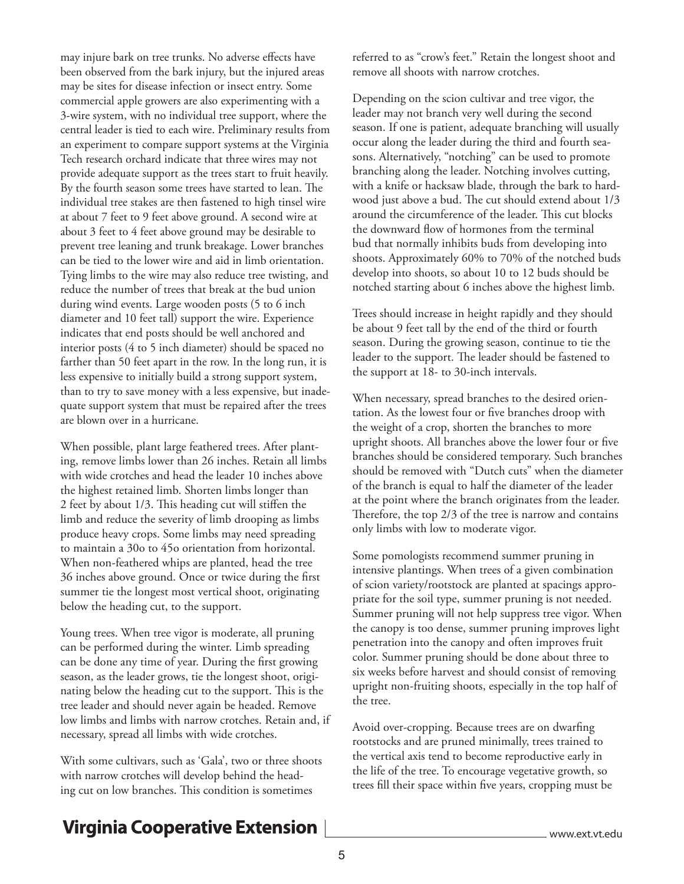may injure bark on tree trunks. No adverse effects have been observed from the bark injury, but the injured areas may be sites for disease infection or insect entry. Some commercial apple growers are also experimenting with a 3-wire system, with no individual tree support, where the central leader is tied to each wire. Preliminary results from an experiment to compare support systems at the Virginia Tech research orchard indicate that three wires may not provide adequate support as the trees start to fruit heavily. By the fourth season some trees have started to lean. The individual tree stakes are then fastened to high tinsel wire at about 7 feet to 9 feet above ground. A second wire at about 3 feet to 4 feet above ground may be desirable to prevent tree leaning and trunk breakage. Lower branches can be tied to the lower wire and aid in limb orientation. Tying limbs to the wire may also reduce tree twisting, and reduce the number of trees that break at the bud union during wind events. Large wooden posts (5 to 6 inch diameter and 10 feet tall) support the wire. Experience indicates that end posts should be well anchored and interior posts (4 to 5 inch diameter) should be spaced no farther than 50 feet apart in the row. In the long run, it is less expensive to initially build a strong support system, than to try to save money with a less expensive, but inadequate support system that must be repaired after the trees are blown over in a hurricane.

When possible, plant large feathered trees. After planting, remove limbs lower than 26 inches. Retain all limbs with wide crotches and head the leader 10 inches above the highest retained limb. Shorten limbs longer than 2 feet by about 1/3. This heading cut will stiffen the limb and reduce the severity of limb drooping as limbs produce heavy crops. Some limbs may need spreading to maintain a 30o to 45o orientation from horizontal. When non-feathered whips are planted, head the tree 36 inches above ground. Once or twice during the first summer tie the longest most vertical shoot, originating below the heading cut, to the support.

Young trees. When tree vigor is moderate, all pruning can be performed during the winter. Limb spreading can be done any time of year. During the first growing season, as the leader grows, tie the longest shoot, originating below the heading cut to the support. This is the tree leader and should never again be headed. Remove low limbs and limbs with narrow crotches. Retain and, if necessary, spread all limbs with wide crotches.

With some cultivars, such as 'Gala', two or three shoots with narrow crotches will develop behind the heading cut on low branches. This condition is sometimes referred to as "crow's feet." Retain the longest shoot and remove all shoots with narrow crotches.

Depending on the scion cultivar and tree vigor, the leader may not branch very well during the second season. If one is patient, adequate branching will usually occur along the leader during the third and fourth seasons. Alternatively, "notching" can be used to promote branching along the leader. Notching involves cutting, with a knife or hacksaw blade, through the bark to hardwood just above a bud. The cut should extend about 1/3 around the circumference of the leader. This cut blocks the downward flow of hormones from the terminal bud that normally inhibits buds from developing into shoots. Approximately 60% to 70% of the notched buds develop into shoots, so about 10 to 12 buds should be notched starting about 6 inches above the highest limb.

Trees should increase in height rapidly and they should be about 9 feet tall by the end of the third or fourth season. During the growing season, continue to tie the leader to the support. The leader should be fastened to the support at 18- to 30-inch intervals.

When necessary, spread branches to the desired orientation. As the lowest four or five branches droop with the weight of a crop, shorten the branches to more upright shoots. All branches above the lower four or five branches should be considered temporary. Such branches should be removed with "Dutch cuts" when the diameter of the branch is equal to half the diameter of the leader at the point where the branch originates from the leader. Therefore, the top 2/3 of the tree is narrow and contains only limbs with low to moderate vigor.

Some pomologists recommend summer pruning in intensive plantings. When trees of a given combination of scion variety/rootstock are planted at spacings appropriate for the soil type, summer pruning is not needed. Summer pruning will not help suppress tree vigor. When the canopy is too dense, summer pruning improves light penetration into the canopy and often improves fruit color. Summer pruning should be done about three to six weeks before harvest and should consist of removing upright non-fruiting shoots, especially in the top half of the tree.

Avoid over-cropping. Because trees are on dwarfing rootstocks and are pruned minimally, trees trained to the vertical axis tend to become reproductive early in the life of the tree. To encourage vegetative growth, so trees fill their space within five years, cropping must be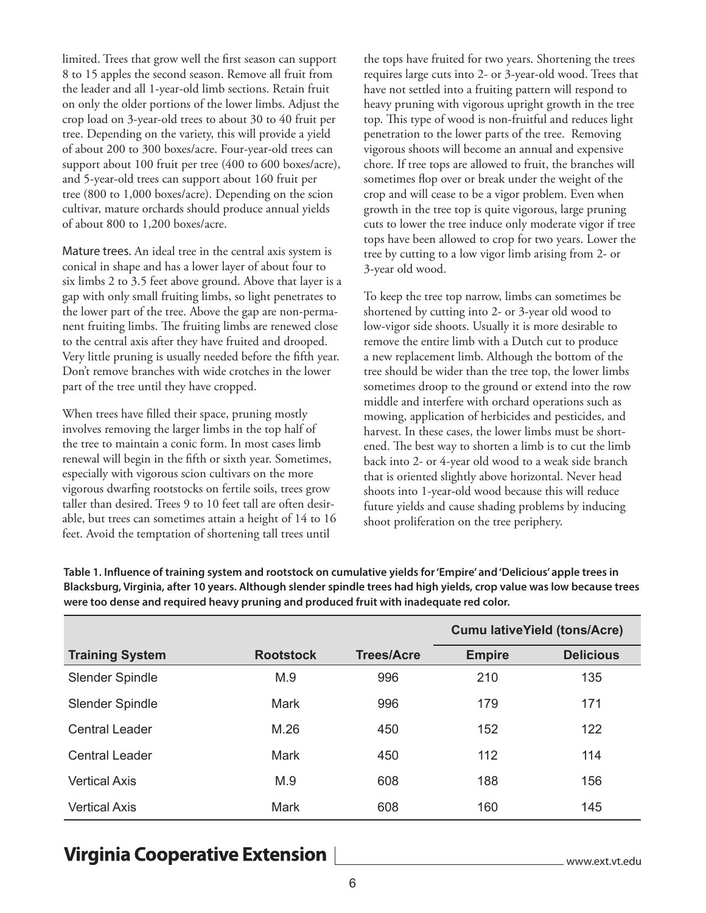limited. Trees that grow well the first season can support 8 to 15 apples the second season. Remove all fruit from the leader and all 1-year-old limb sections. Retain fruit on only the older portions of the lower limbs. Adjust the crop load on 3-year-old trees to about 30 to 40 fruit per tree. Depending on the variety, this will provide a yield of about 200 to 300 boxes/acre. Four-year-old trees can support about 100 fruit per tree (400 to 600 boxes/acre), and 5-year-old trees can support about 160 fruit per tree (800 to 1,000 boxes/acre). Depending on the scion cultivar, mature orchards should produce annual yields of about 800 to 1,200 boxes/acre.

Mature trees. An ideal tree in the central axis system is conical in shape and has a lower layer of about four to six limbs 2 to 3.5 feet above ground. Above that layer is a gap with only small fruiting limbs, so light penetrates to the lower part of the tree. Above the gap are non-permanent fruiting limbs. The fruiting limbs are renewed close to the central axis after they have fruited and drooped. Very little pruning is usually needed before the fifth year. Don't remove branches with wide crotches in the lower part of the tree until they have cropped.

When trees have filled their space, pruning mostly involves removing the larger limbs in the top half of the tree to maintain a conic form. In most cases limb renewal will begin in the fifth or sixth year. Sometimes, especially with vigorous scion cultivars on the more vigorous dwarfing rootstocks on fertile soils, trees grow taller than desired. Trees 9 to 10 feet tall are often desirable, but trees can sometimes attain a height of 14 to 16 feet. Avoid the temptation of shortening tall trees until the tops have fruited for two years. Shortening the trees requires large cuts into 2- or 3-year-old wood. Trees that have not settled into a fruiting pattern will respond to heavy pruning with vigorous upright growth in the tree top. This type of wood is non-fruitful and reduces light penetration to the lower parts of the tree. Removing vigorous shoots will become an annual and expensive chore. If tree tops are allowed to fruit, the branches will sometimes flop over or break under the weight of the crop and will cease to be a vigor problem. Even when growth in the tree top is quite vigorous, large pruning cuts to lower the tree induce only moderate vigor if tree tops have been allowed to crop for two years. Lower the tree by cutting to a low vigor limb arising from 2- or 3-year old wood.

To keep the tree top narrow, limbs can sometimes be shortened by cutting into 2- or 3-year old wood to low-vigor side shoots. Usually it is more desirable to remove the entire limb with a Dutch cut to produce a new replacement limb. Although the bottom of the tree should be wider than the tree top, the lower limbs sometimes droop to the ground or extend into the row middle and interfere with orchard operations such as mowing, application of herbicides and pesticides, and harvest. In these cases, the lower limbs must be shortened. The best way to shorten a limb is to cut the limb back into 2- or 4-year old wood to a weak side branch that is oriented slightly above horizontal. Never head shoots into 1-year-old wood because this will reduce future yields and cause shading problems by inducing shoot proliferation on the tree periphery.

**Table 1. Influence of training system and rootstock on cumulative yields for 'Empire' and 'Delicious' apple trees in Blacksburg, Virginia, after 10 years. Although slender spindle trees had high yields, crop value was low because trees were too dense and required heavy pruning and produced fruit with inadequate red color.**

| | | | Cumu lativeYield (tons/Acre) | |
|---|---|---|---|---|
| **Training System** | **Rootstock** | **Trees/Acre** | **Empire** | **Delicious** |
| Slender Spindle | M.9 | 996 | 210 | 135 |
| Slender Spindle | Mark | 996 | 179 | 171 |
| Central Leader | M.26 | 450 | 152 | 122 |
| Central Leader | Mark | 450 | 112 | 114 |
| Vertical Axis | M.9 | 608 | 188 | 156 |
| Vertical Axis | Mark | 608 | 160 | 145 |